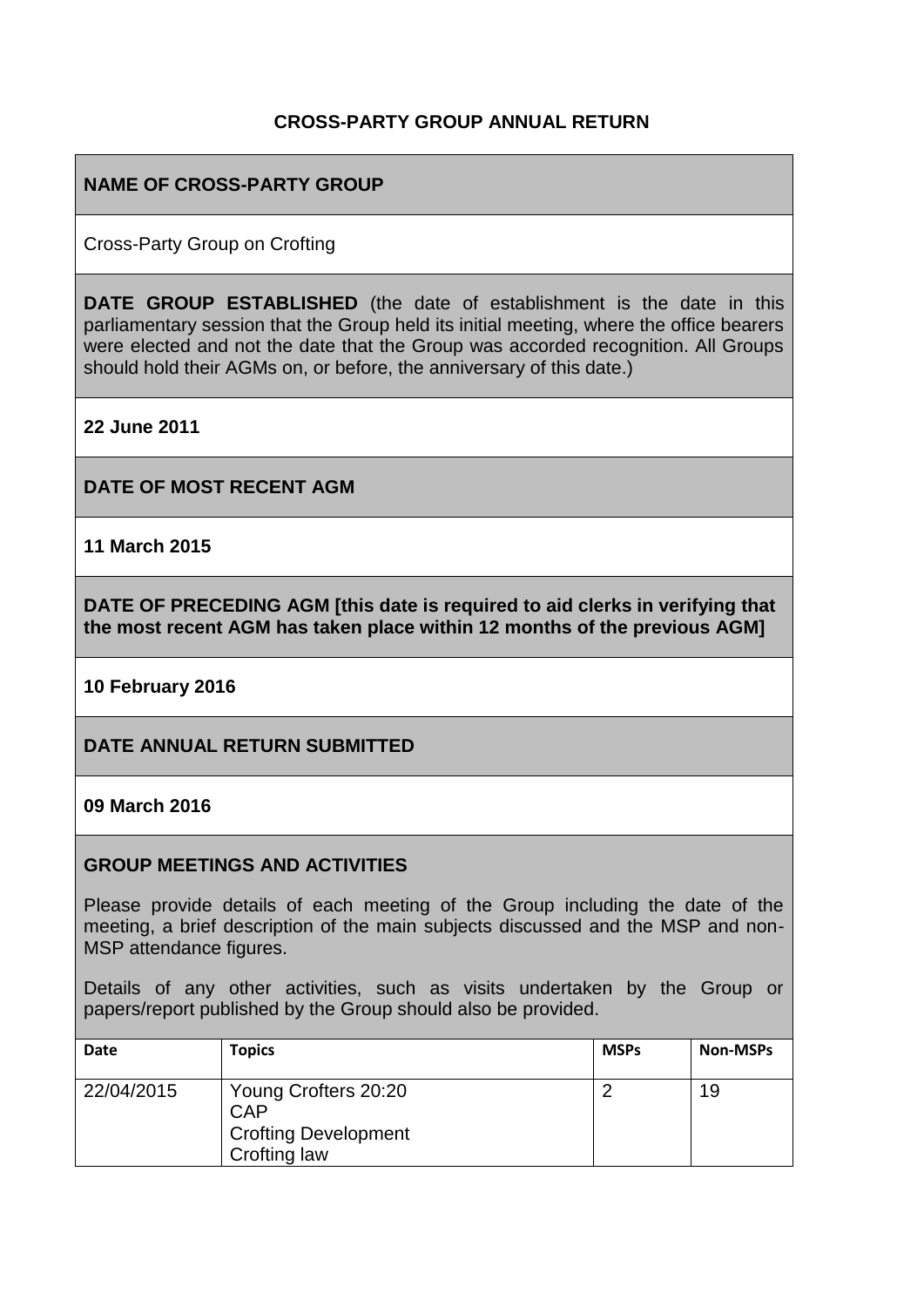# CROSS-PARTY GROUP ANNUAL RETURN

## NAME OF CROSS-PARTY GROUP

Cross-Party Group on Crofting

**DATE GROUP ESTABLISHED** (the date of establishment is the date in this parliamentary session that the Group held its initial meeting, where the office bearers were elected and not the date that the Group was accorded recognition. All Groups should hold their AGMs on, or before, the anniversary of this date.)

**22 June 2011**

## DATE OF MOST RECENT AGM

**11 March 2015**

## DATE OF PRECEDING AGM [this date is required to aid clerks in verifying that the most recent AGM has taken place within 12 months of the previous AGM]

**10 February 2016**

## DATE ANNUAL RETURN SUBMITTED

**09 March 2016**

## GROUP MEETINGS AND ACTIVITIES

Please provide details of each meeting of the Group including the date of the meeting, a brief description of the main subjects discussed and the MSP and non-MSP attendance figures.

Details of any other activities, such as visits undertaken by the Group or papers/report published by the Group should also be provided.

| Date | Topics | MSPs | Non-MSPs |
|---|---|---|---|
| 22/04/2015 | Young Crofters 20:20<br>CAP<br>Crofting Development<br>Crofting law | 2 | 19 |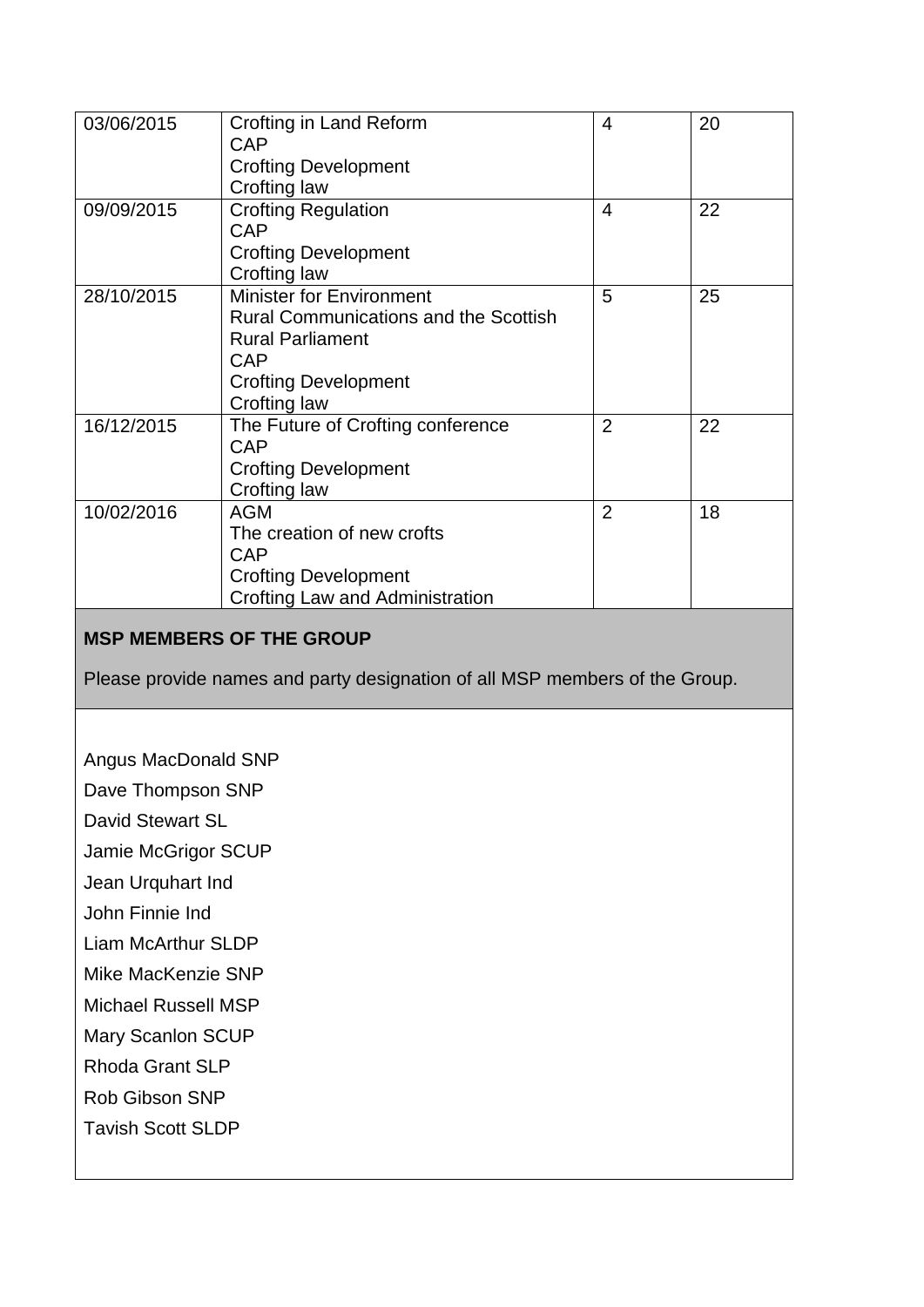| | | | |
|---|---|---|---|
| 03/06/2015 | Crofting in Land Reform<br>CAP<br>Crofting Development<br>Crofting law | 4 | 20 |
| 09/09/2015 | Crofting Regulation<br>CAP<br>Crofting Development<br>Crofting law | 4 | 22 |
| 28/10/2015 | Minister for Environment<br>Rural Communications and the Scottish Rural Parliament<br>CAP<br>Crofting Development<br>Crofting law | 5 | 25 |
| 16/12/2015 | The Future of Crofting conference<br>CAP<br>Crofting Development<br>Crofting law | 2 | 22 |
| 10/02/2016 | AGM<br>The creation of new crofts<br>CAP<br>Crofting Development<br>Crofting Law and Administration | 2 | 18 |

**MSP MEMBERS OF THE GROUP**

Please provide names and party designation of all MSP members of the Group.

Angus MacDonald SNP

Dave Thompson SNP

David Stewart SL

Jamie McGrigor SCUP

Jean Urquhart Ind

John Finnie Ind

Liam McArthur SLDP

Mike MacKenzie SNP

Michael Russell MSP

Mary Scanlon SCUP

Rhoda Grant SLP

Rob Gibson SNP

Tavish Scott SLDP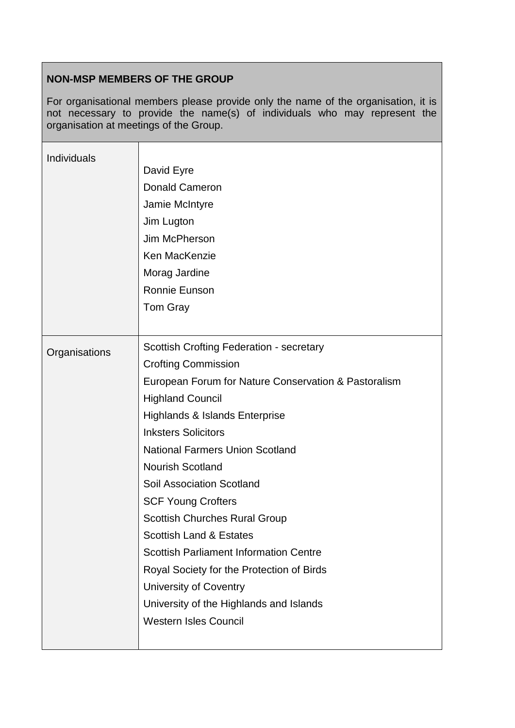| **NON-MSP MEMBERS OF THE GROUP**<br><br>For organisational members please provide only the name of the organisation, it is not necessary to provide the name(s) of individuals who may represent the organisation at meetings of the Group. | |
|---|---|
| Individuals | David Eyre<br>Donald Cameron<br>Jamie McIntyre<br>Jim Lugton<br>Jim McPherson<br>Ken MacKenzie<br>Morag Jardine<br>Ronnie Eunson<br>Tom Gray |
| Organisations | Scottish Crofting Federation - secretary<br>Crofting Commission<br>European Forum for Nature Conservation & Pastoralism<br>Highland Council<br>Highlands & Islands Enterprise<br>Inksters Solicitors<br>National Farmers Union Scotland<br>Nourish Scotland<br>Soil Association Scotland<br>SCF Young Crofters<br>Scottish Churches Rural Group<br>Scottish Land & Estates<br>Scottish Parliament Information Centre<br>Royal Society for the Protection of Birds<br>University of Coventry<br>University of the Highlands and Islands<br>Western Isles Council |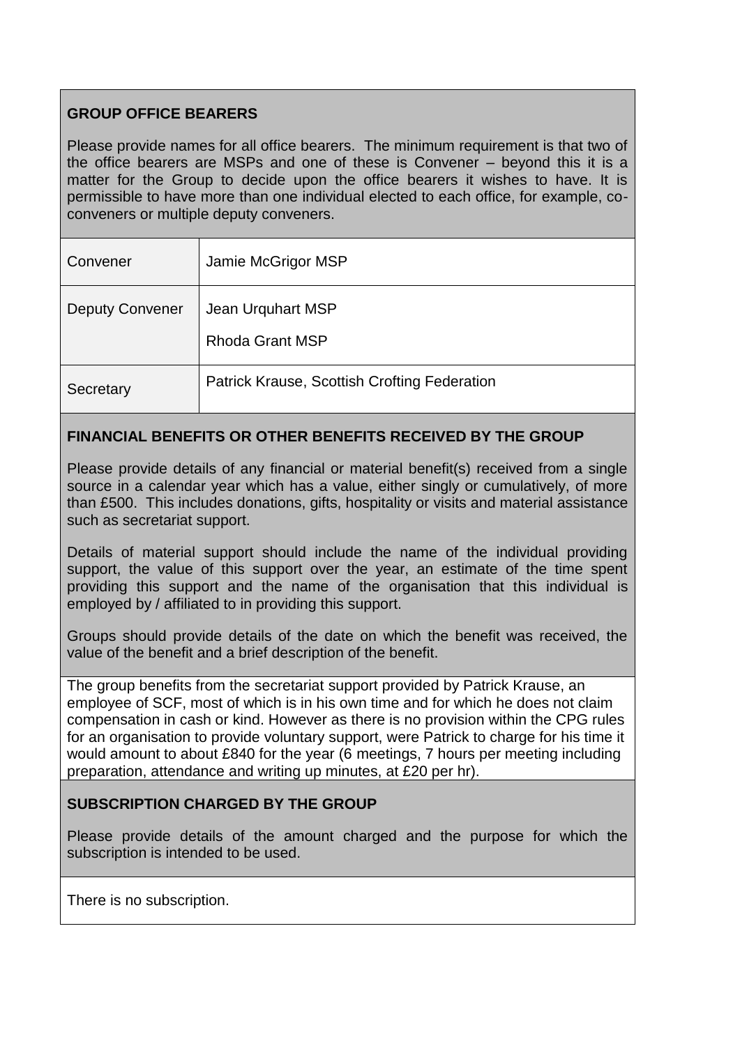## GROUP OFFICE BEARERS

Please provide names for all office bearers. The minimum requirement is that two of the office bearers are MSPs and one of these is Convener – beyond this it is a matter for the Group to decide upon the office bearers it wishes to have. It is permissible to have more than one individual elected to each office, for example, co-conveners or multiple deputy conveners.

| | |
|---|---|
| Convener | Jamie McGrigor MSP |
| Deputy Convener | Jean Urquhart MSP<br>Rhoda Grant MSP |
| Secretary | Patrick Krause, Scottish Crofting Federation |

## FINANCIAL BENEFITS OR OTHER BENEFITS RECEIVED BY THE GROUP

Please provide details of any financial or material benefit(s) received from a single source in a calendar year which has a value, either singly or cumulatively, of more than £500. This includes donations, gifts, hospitality or visits and material assistance such as secretariat support.

Details of material support should include the name of the individual providing support, the value of this support over the year, an estimate of the time spent providing this support and the name of the organisation that this individual is employed by / affiliated to in providing this support.

Groups should provide details of the date on which the benefit was received, the value of the benefit and a brief description of the benefit.

The group benefits from the secretariat support provided by Patrick Krause, an employee of SCF, most of which is in his own time and for which he does not claim compensation in cash or kind. However as there is no provision within the CPG rules for an organisation to provide voluntary support, were Patrick to charge for his time it would amount to about £840 for the year (6 meetings, 7 hours per meeting including preparation, attendance and writing up minutes, at £20 per hr).

## SUBSCRIPTION CHARGED BY THE GROUP

Please provide details of the amount charged and the purpose for which the subscription is intended to be used.

There is no subscription.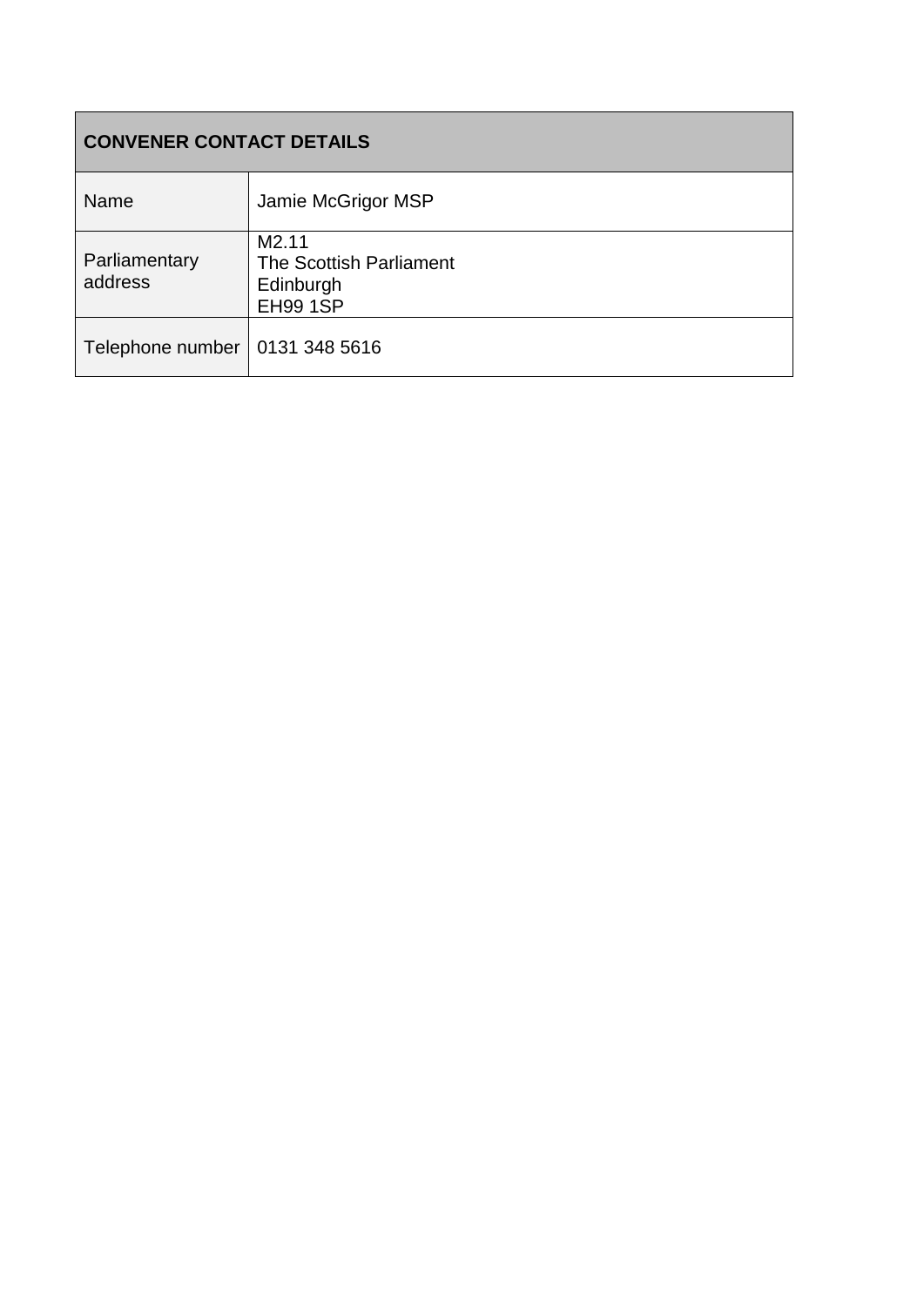| CONVENER CONTACT DETAILS | |
|---|---|
| Name | Jamie McGrigor MSP |
| Parliamentary address | M2.11<br>The Scottish Parliament<br>Edinburgh<br>EH99 1SP |
| Telephone number | 0131 348 5616 |